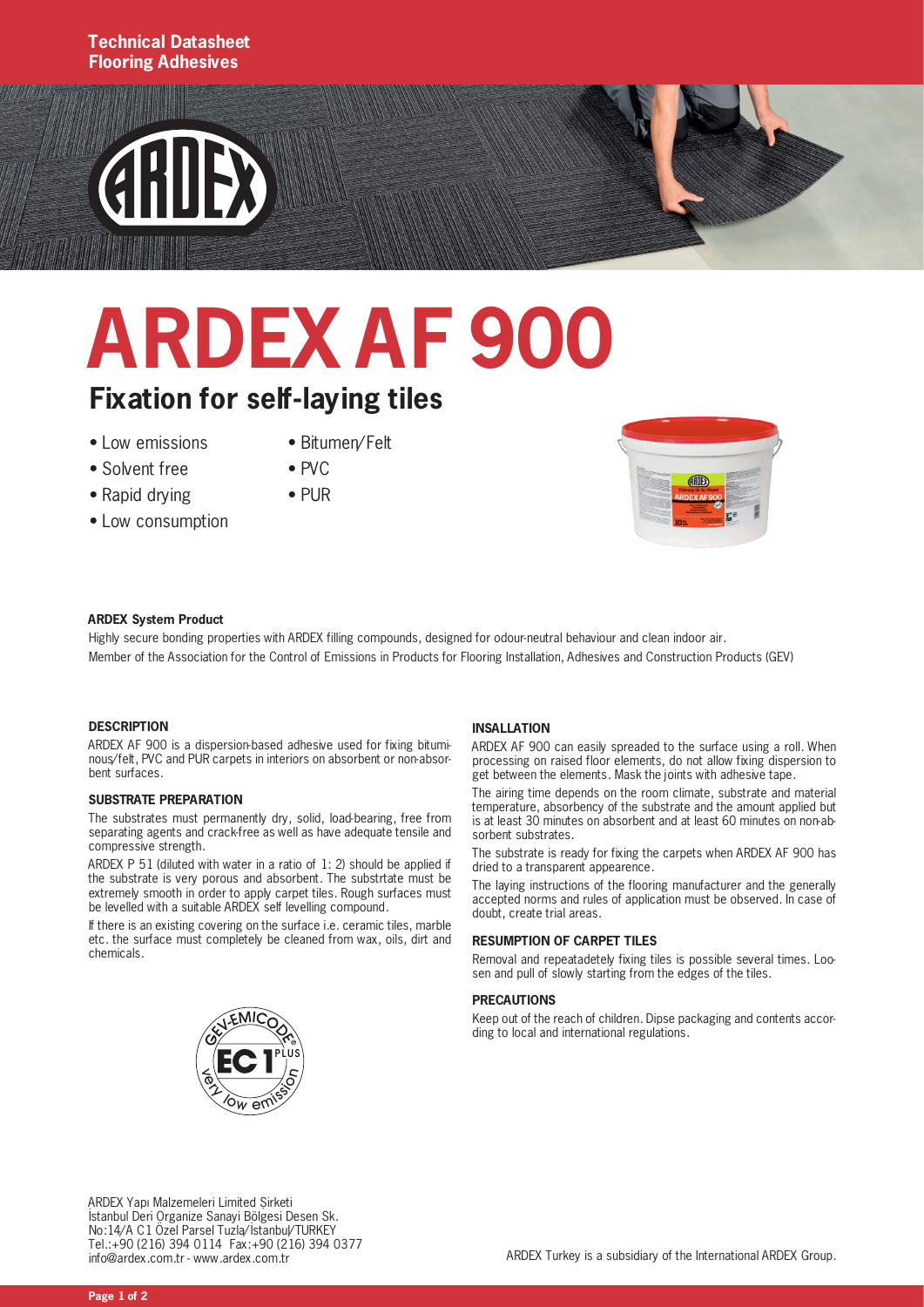Technical Datasheet
Flooring Adhesives

# ARDEX AF 900

## Fixation for self-laying tiles

- Low emissions
- Solvent free
- Rapid drying
- Low consumption
- Bitumen/Felt
- PVC
- PUR

**ARDEX System Product**

Highly secure bonding properties with ARDEX filling compounds, designed for odour-neutral behaviour and clean indoor air.
Member of the Association for the Control of Emissions in Products for Flooring Installation, Adhesives and Construction Products (GEV)

### DESCRIPTION

ARDEX AF 900 is a dispersion-based adhesive used for fixing bituminous/felt, PVC and PUR carpets in interiors on absorbent or non-absorbent surfaces.

### SUBSTRATE PREPARATION

The substrates must permanently dry, solid, load-bearing, free from separating agents and crack-free as well as have adequate tensile and compressive strength.

ARDEX P 51 (diluted with water in a ratio of 1: 2) should be applied if the substrate is very porous and absorbent. The substrtate must be extremely smooth in order to apply carpet tiles. Rough surfaces must be levelled with a suitable ARDEX self levelling compound.

If there is an existing covering on the surface i.e. ceramic tiles, marble etc. the surface must completely be cleaned from wax, oils, dirt and chemicals.

GEV-EMICODE EC 1 PLUS very low emission

### INSALLATION

ARDEX AF 900 can easily spreaded to the surface using a roll. When processing on raised floor elements, do not allow fixing dispersion to get between the elements. Mask the joints with adhesive tape.

The airing time depends on the room climate, substrate and material temperature, absorbency of the substrate and the amount applied but is at least 30 minutes on absorbent and at least 60 minutes on non-absorbent substrates.

The substrate is ready for fixing the carpets when ARDEX AF 900 has dried to a transparent appearence.

The laying instructions of the flooring manufacturer and the generally accepted norms and rules of application must be observed. In case of doubt, create trial areas.

### RESUMPTION OF CARPET TILES

Removal and repeatadetely fixing tiles is possible several times. Loosen and pull of slowly starting from the edges of the tiles.

### PRECAUTIONS

Keep out of the reach of children. Dipse packaging and contents according to local and international regulations.

ARDEX Yapı Malzemeleri Limited Şirketi
İstanbul Deri Organize Sanayi Bölgesi Desen Sk.
No:14/A C1 Özel Parsel Tuzla/İstanbul/TURKEY
Tel.:+90 (216) 394 0114 Fax:+90 (216) 394 0377
info@ardex.com.tr - www.ardex.com.tr

ARDEX Turkey is a subsidiary of the International ARDEX Group.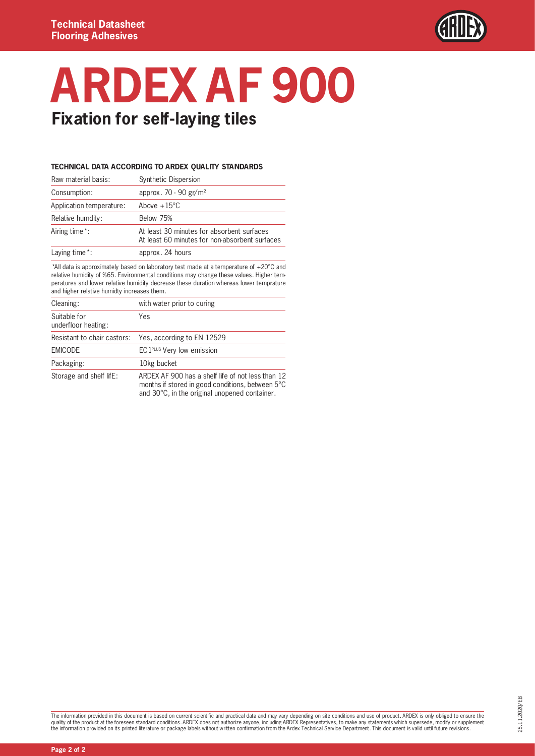**Technical Datasheet**
**Flooring Adhesives**

# ARDEX AF 900

## Fixation for self-laying tiles

### TECHNICAL DATA ACCORDING TO ARDEX QUALITY STANDARDS

| | |
|---|---|
| Raw material basis: | Synthetic Dispersion |
| Consumption: | approx. 70 - 90 gr/m² |
| Application temperature: | Above +15°C |
| Relative humdity: | Below 75% |
| Airing time*: | At least 30 minutes for absorbent surfaces<br>At least 60 minutes for non-absorbent surfaces |
| Laying time*: | approx. 24 hours |

*All data is approximately based on laboratory test made at a temperature of +20°C and relative humidity of %65. Environmental conditions may change these values. Higher temperatures and lower relative humidity decrease these duration whereas lower temprature and higher relative humidty increases them.

| | |
|---|---|
| Cleaning: | with water prior to curing |
| Suitable for underfloor heating: | Yes |
| Resistant to chair castors: | Yes, according to EN 12529 |
| EMICODE | EC1PLUS Very low emission |
| Packaging: | 10kg bucket |
| Storage and shelf lifE: | ARDEX AF 900 has a shelf life of not less than 12 months if stored in good conditions, between 5°C and 30°C, in the original unopened container. |

The information provided in this document is based on current scientific and practical data and may vary depending on site conditions and use of product. ARDEX is only obliged to ensure the quality of the product at the foreseen standard conditions. ARDEX does not authorize anyone, including ARDEX Representatives, to make any statements which supersede, modify or supplement the information provided on its printed literature or package labels without written confirmation from the Ardex Technical Service Department. This document is valid until future revisions.

25.11.2020/EB